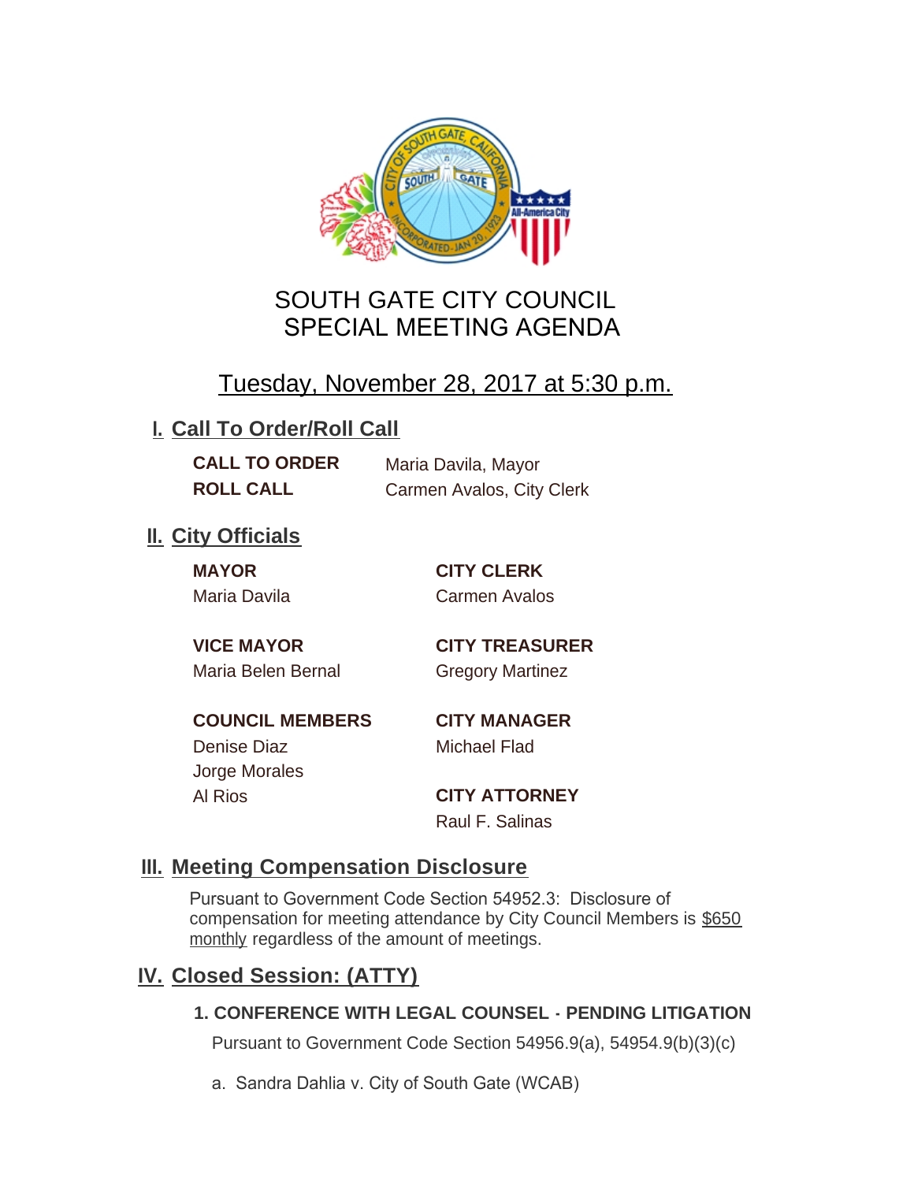# SOUTH GATE CITY COUNCIL SPECIAL MEETING AGENDA

## Tuesday, November 28, 2017 at 5:30 p.m.

## I. Call To Order/Roll Call

**CALL TO ORDER** Maria Davila, Mayor

**ROLL CALL** Carmen Avalos, City Clerk

## II. City Officials

**MAYOR**
Maria Davila

**VICE MAYOR**
Maria Belen Bernal

**COUNCIL MEMBERS**
Denise Diaz
Jorge Morales
Al Rios

**CITY CLERK**
Carmen Avalos

**CITY TREASURER**
Gregory Martinez

**CITY MANAGER**
Michael Flad

**CITY ATTORNEY**
Raul F. Salinas

## III. Meeting Compensation Disclosure

Pursuant to Government Code Section 54952.3: Disclosure of compensation for meeting attendance by City Council Members is $650 monthly regardless of the amount of meetings.

## IV. Closed Session: (ATTY)

### 1. CONFERENCE WITH LEGAL COUNSEL - PENDING LITIGATION

Pursuant to Government Code Section 54956.9(a), 54954.9(b)(3)(c)

a. Sandra Dahlia v. City of South Gate (WCAB)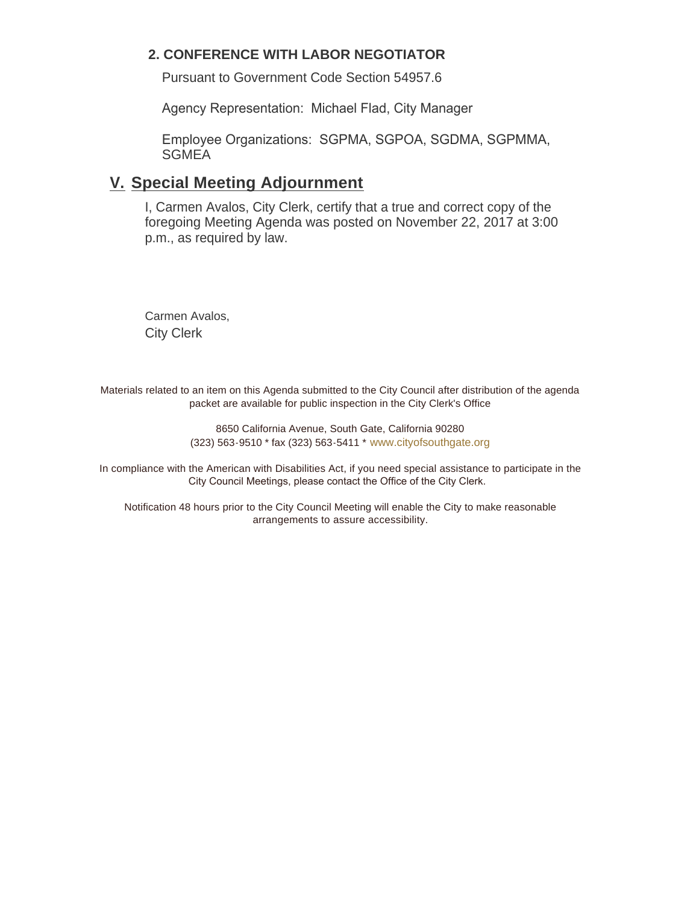### 2. CONFERENCE WITH LABOR NEGOTIATOR

Pursuant to Government Code Section 54957.6

Agency Representation: Michael Flad, City Manager

Employee Organizations: SGPMA, SGPOA, SGDMA, SGPMMA, SGMEA

## V. Special Meeting Adjournment

I, Carmen Avalos, City Clerk, certify that a true and correct copy of the foregoing Meeting Agenda was posted on November 22, 2017 at 3:00 p.m., as required by law.

Carmen Avalos,
City Clerk

Materials related to an item on this Agenda submitted to the City Council after distribution of the agenda packet are available for public inspection in the City Clerk's Office

8650 California Avenue, South Gate, California 90280
(323) 563-9510 * fax (323) 563-5411 * www.cityofsouthgate.org

In compliance with the American with Disabilities Act, if you need special assistance to participate in the City Council Meetings, please contact the Office of the City Clerk.

Notification 48 hours prior to the City Council Meeting will enable the City to make reasonable arrangements to assure accessibility.